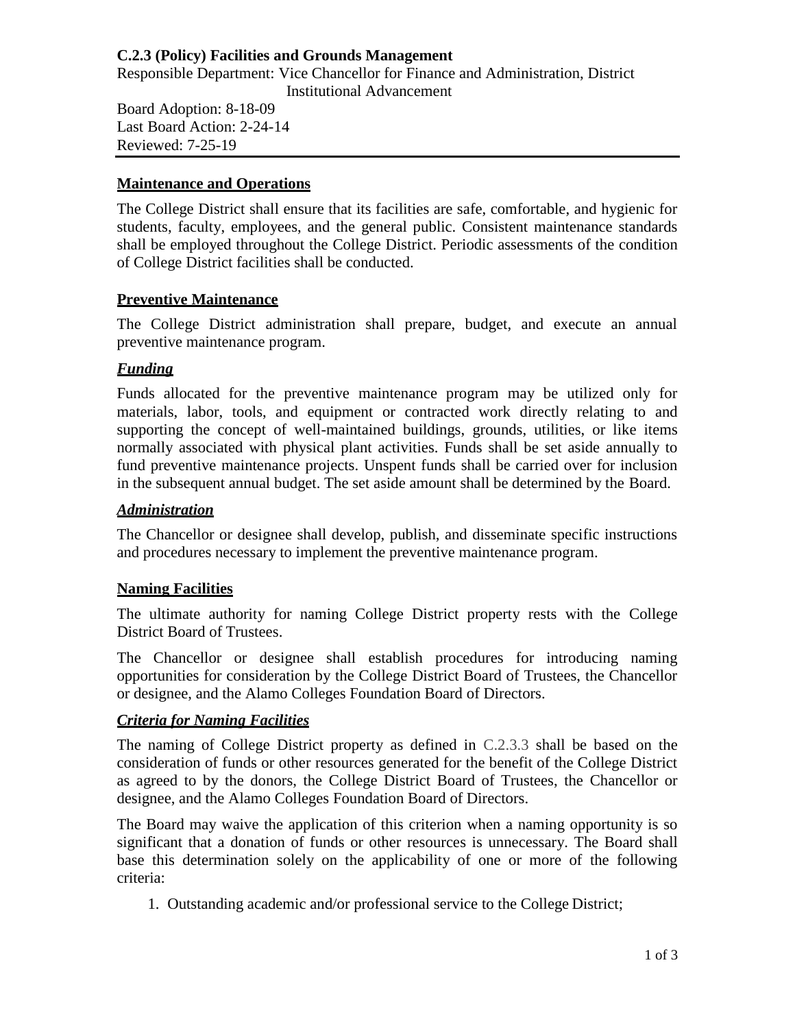# C.2.3 (Policy) Facilities and Grounds Management

Responsible Department: Vice Chancellor for Finance and Administration, District Institutional Advancement

Board Adoption: 8-18-09
Last Board Action: 2-24-14
Reviewed: 7-25-19

## Maintenance and Operations

The College District shall ensure that its facilities are safe, comfortable, and hygienic for students, faculty, employees, and the general public. Consistent maintenance standards shall be employed throughout the College District. Periodic assessments of the condition of College District facilities shall be conducted.

## Preventive Maintenance

The College District administration shall prepare, budget, and execute an annual preventive maintenance program.

### *Funding*

Funds allocated for the preventive maintenance program may be utilized only for materials, labor, tools, and equipment or contracted work directly relating to and supporting the concept of well-maintained buildings, grounds, utilities, or like items normally associated with physical plant activities. Funds shall be set aside annually to fund preventive maintenance projects. Unspent funds shall be carried over for inclusion in the subsequent annual budget. The set aside amount shall be determined by the Board.

### *Administration*

The Chancellor or designee shall develop, publish, and disseminate specific instructions and procedures necessary to implement the preventive maintenance program.

## Naming Facilities

The ultimate authority for naming College District property rests with the College District Board of Trustees.

The Chancellor or designee shall establish procedures for introducing naming opportunities for consideration by the College District Board of Trustees, the Chancellor or designee, and the Alamo Colleges Foundation Board of Directors.

### *Criteria for Naming Facilities*

The naming of College District property as defined in C.2.3.3 shall be based on the consideration of funds or other resources generated for the benefit of the College District as agreed to by the donors, the College District Board of Trustees, the Chancellor or designee, and the Alamo Colleges Foundation Board of Directors.

The Board may waive the application of this criterion when a naming opportunity is so significant that a donation of funds or other resources is unnecessary. The Board shall base this determination solely on the applicability of one or more of the following criteria:

1. Outstanding academic and/or professional service to the College District;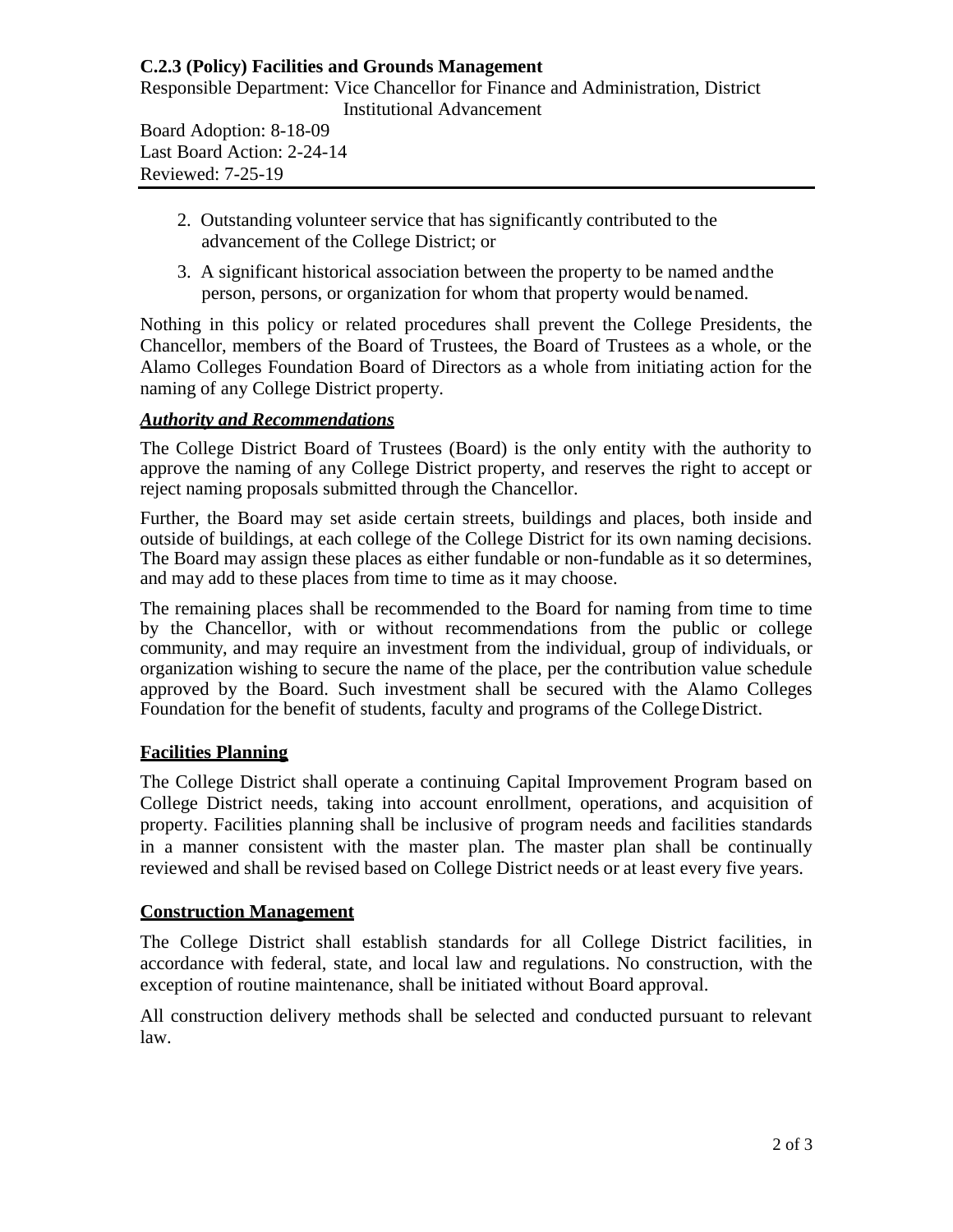2. Outstanding volunteer service that has significantly contributed to the advancement of the College District; or

3. A significant historical association between the property to be named and the person, persons, or organization for whom that property would be named.

Nothing in this policy or related procedures shall prevent the College Presidents, the Chancellor, members of the Board of Trustees, the Board of Trustees as a whole, or the Alamo Colleges Foundation Board of Directors as a whole from initiating action for the naming of any College District property.

### ***Authority and Recommendations***

The College District Board of Trustees (Board) is the only entity with the authority to approve the naming of any College District property, and reserves the right to accept or reject naming proposals submitted through the Chancellor.

Further, the Board may set aside certain streets, buildings and places, both inside and outside of buildings, at each college of the College District for its own naming decisions. The Board may assign these places as either fundable or non-fundable as it so determines, and may add to these places from time to time as it may choose.

The remaining places shall be recommended to the Board for naming from time to time by the Chancellor, with or without recommendations from the public or college community, and may require an investment from the individual, group of individuals, or organization wishing to secure the name of the place, per the contribution value schedule approved by the Board. Such investment shall be secured with the Alamo Colleges Foundation for the benefit of students, faculty and programs of the College District.

## **Facilities Planning**

The College District shall operate a continuing Capital Improvement Program based on College District needs, taking into account enrollment, operations, and acquisition of property. Facilities planning shall be inclusive of program needs and facilities standards in a manner consistent with the master plan. The master plan shall be continually reviewed and shall be revised based on College District needs or at least every five years.

## **Construction Management**

The College District shall establish standards for all College District facilities, in accordance with federal, state, and local law and regulations. No construction, with the exception of routine maintenance, shall be initiated without Board approval.

All construction delivery methods shall be selected and conducted pursuant to relevant law.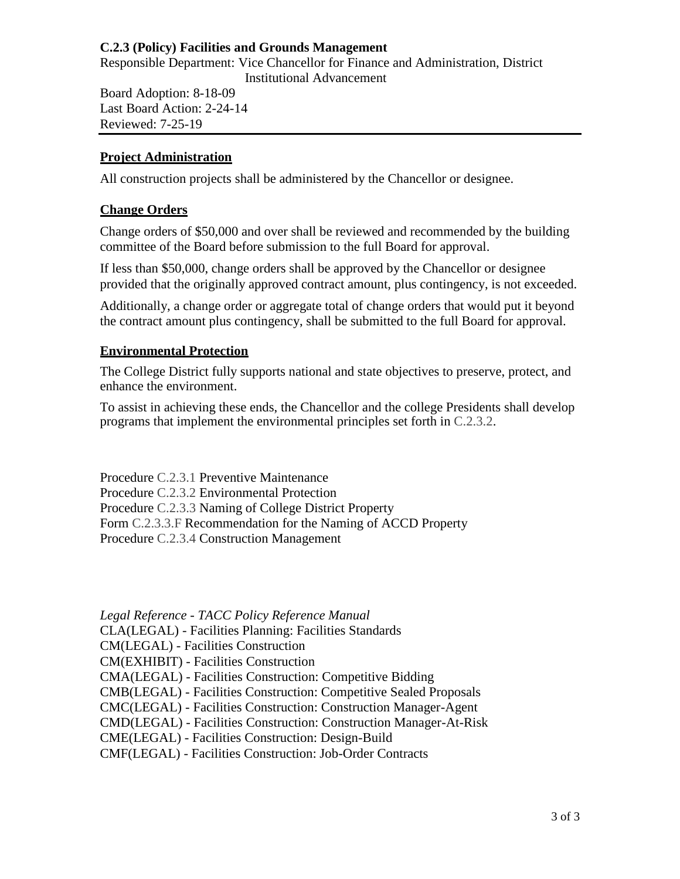**C.2.3 (Policy) Facilities and Grounds Management**

Responsible Department: Vice Chancellor for Finance and Administration, District Institutional Advancement

Board Adoption: 8-18-09
Last Board Action: 2-24-14
Reviewed: 7-25-19

## Project Administration

All construction projects shall be administered by the Chancellor or designee.

## Change Orders

Change orders of $50,000 and over shall be reviewed and recommended by the building committee of the Board before submission to the full Board for approval.

If less than $50,000, change orders shall be approved by the Chancellor or designee provided that the originally approved contract amount, plus contingency, is not exceeded.

Additionally, a change order or aggregate total of change orders that would put it beyond the contract amount plus contingency, shall be submitted to the full Board for approval.

## Environmental Protection

The College District fully supports national and state objectives to preserve, protect, and enhance the environment.

To assist in achieving these ends, the Chancellor and the college Presidents shall develop programs that implement the environmental principles set forth in C.2.3.2.

Procedure C.2.3.1 Preventive Maintenance
Procedure C.2.3.2 Environmental Protection
Procedure C.2.3.3 Naming of College District Property
Form C.2.3.3.F Recommendation for the Naming of ACCD Property
Procedure C.2.3.4 Construction Management

*Legal Reference - TACC Policy Reference Manual*
CLA(LEGAL) - Facilities Planning: Facilities Standards
CM(LEGAL) - Facilities Construction
CM(EXHIBIT) - Facilities Construction
CMA(LEGAL) - Facilities Construction: Competitive Bidding
CMB(LEGAL) - Facilities Construction: Competitive Sealed Proposals
CMC(LEGAL) - Facilities Construction: Construction Manager-Agent
CMD(LEGAL) - Facilities Construction: Construction Manager-At-Risk
CME(LEGAL) - Facilities Construction: Design-Build
CMF(LEGAL) - Facilities Construction: Job-Order Contracts